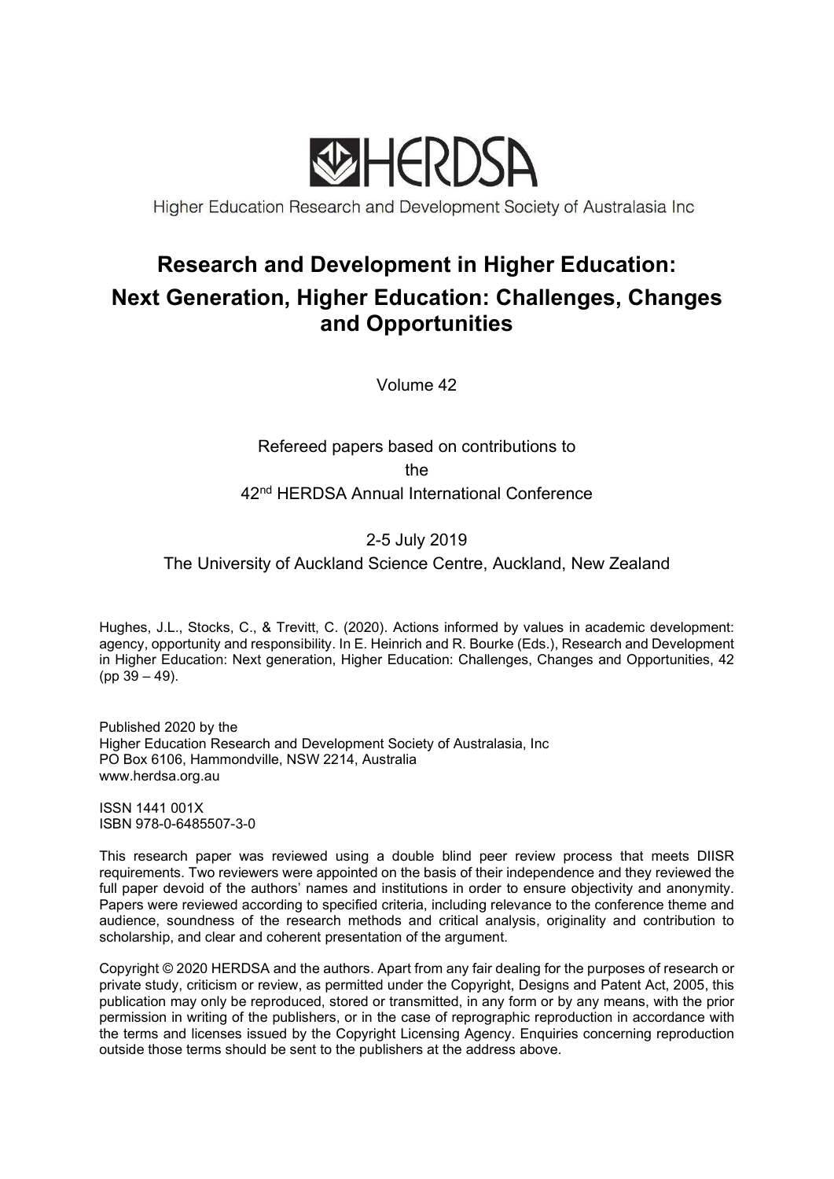HERDSA

Higher Education Research and Development Society of Australasia Inc

# Research and Development in Higher Education: Next Generation, Higher Education: Challenges, Changes and Opportunities

Volume 42

Refereed papers based on contributions to the 42nd HERDSA Annual International Conference

2-5 July 2019

The University of Auckland Science Centre, Auckland, New Zealand

Hughes, J.L., Stocks, C., & Trevitt, C. (2020). Actions informed by values in academic development: agency, opportunity and responsibility. In E. Heinrich and R. Bourke (Eds.), Research and Development in Higher Education: Next generation, Higher Education: Challenges, Changes and Opportunities, 42 (pp 39 – 49).

Published 2020 by the
Higher Education Research and Development Society of Australasia, Inc
PO Box 6106, Hammondville, NSW 2214, Australia
www.herdsa.org.au

ISSN 1441 001X
ISBN 978-0-6485507-3-0

This research paper was reviewed using a double blind peer review process that meets DIISR requirements. Two reviewers were appointed on the basis of their independence and they reviewed the full paper devoid of the authors' names and institutions in order to ensure objectivity and anonymity. Papers were reviewed according to specified criteria, including relevance to the conference theme and audience, soundness of the research methods and critical analysis, originality and contribution to scholarship, and clear and coherent presentation of the argument.

Copyright © 2020 HERDSA and the authors. Apart from any fair dealing for the purposes of research or private study, criticism or review, as permitted under the Copyright, Designs and Patent Act, 2005, this publication may only be reproduced, stored or transmitted, in any form or by any means, with the prior permission in writing of the publishers, or in the case of reprographic reproduction in accordance with the terms and licenses issued by the Copyright Licensing Agency. Enquiries concerning reproduction outside those terms should be sent to the publishers at the address above.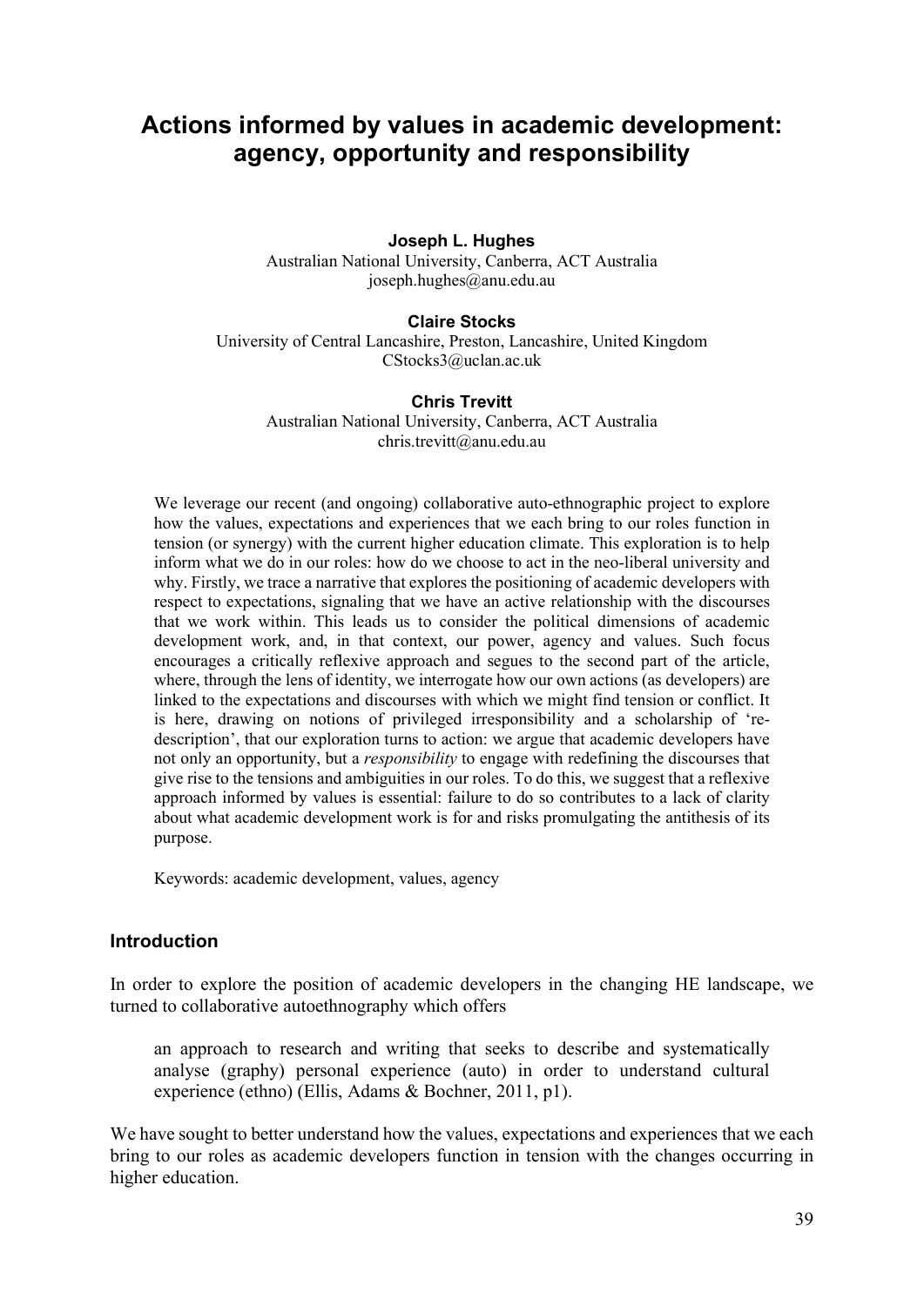# Actions informed by values in academic development: agency, opportunity and responsibility

**Joseph L. Hughes**
Australian National University, Canberra, ACT Australia
joseph.hughes@anu.edu.au

**Claire Stocks**
University of Central Lancashire, Preston, Lancashire, United Kingdom
CStocks3@uclan.ac.uk

**Chris Trevitt**
Australian National University, Canberra, ACT Australia
chris.trevitt@anu.edu.au

We leverage our recent (and ongoing) collaborative auto-ethnographic project to explore how the values, expectations and experiences that we each bring to our roles function in tension (or synergy) with the current higher education climate. This exploration is to help inform what we do in our roles: how do we choose to act in the neo-liberal university and why. Firstly, we trace a narrative that explores the positioning of academic developers with respect to expectations, signaling that we have an active relationship with the discourses that we work within. This leads us to consider the political dimensions of academic development work, and, in that context, our power, agency and values. Such focus encourages a critically reflexive approach and segues to the second part of the article, where, through the lens of identity, we interrogate how our own actions (as developers) are linked to the expectations and discourses with which we might find tension or conflict. It is here, drawing on notions of privileged irresponsibility and a scholarship of 're-description', that our exploration turns to action: we argue that academic developers have not only an opportunity, but a *responsibility* to engage with redefining the discourses that give rise to the tensions and ambiguities in our roles. To do this, we suggest that a reflexive approach informed by values is essential: failure to do so contributes to a lack of clarity about what academic development work is for and risks promulgating the antithesis of its purpose.

Keywords: academic development, values, agency

## Introduction

In order to explore the position of academic developers in the changing HE landscape, we turned to collaborative autoethnography which offers

> an approach to research and writing that seeks to describe and systematically analyse (graphy) personal experience (auto) in order to understand cultural experience (ethno) (Ellis, Adams & Bochner, 2011, p1).

We have sought to better understand how the values, expectations and experiences that we each bring to our roles as academic developers function in tension with the changes occurring in higher education.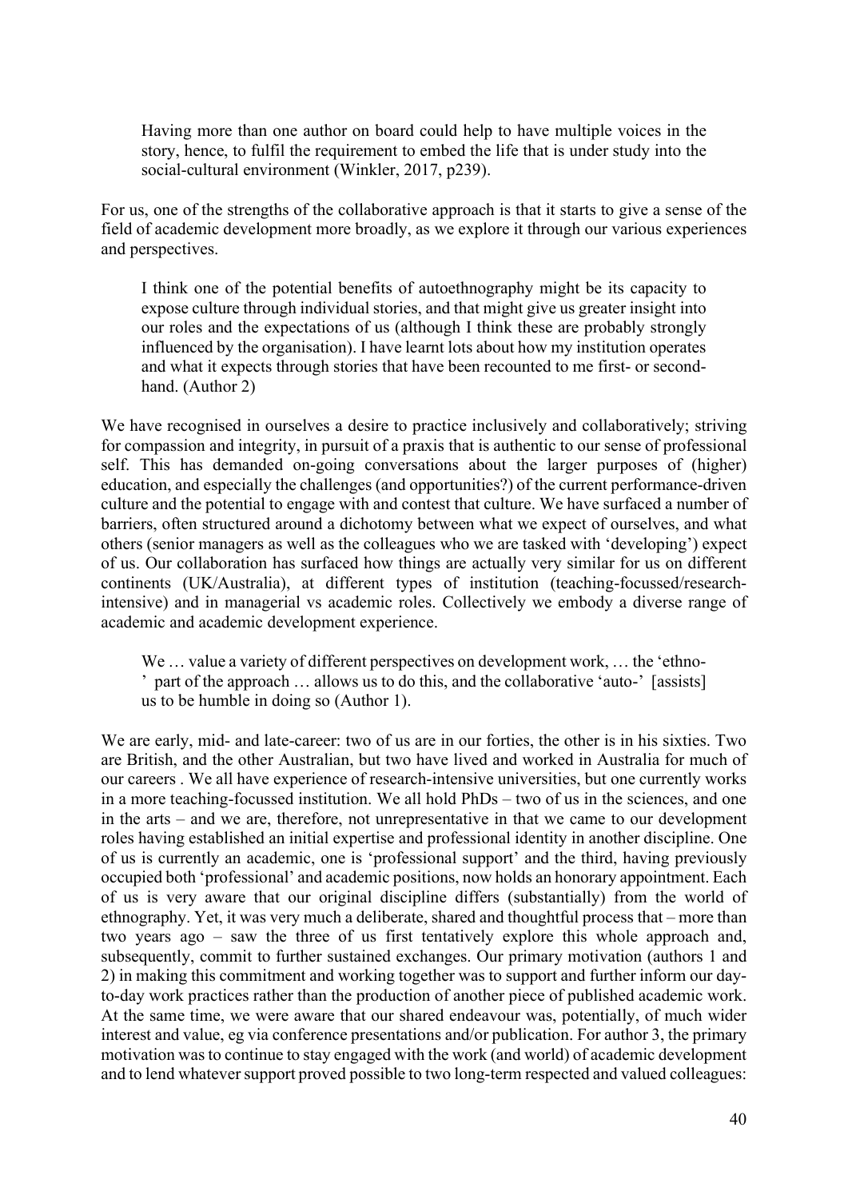> Having more than one author on board could help to have multiple voices in the story, hence, to fulfil the requirement to embed the life that is under study into the social-cultural environment (Winkler, 2017, p239).

For us, one of the strengths of the collaborative approach is that it starts to give a sense of the field of academic development more broadly, as we explore it through our various experiences and perspectives.

> I think one of the potential benefits of autoethnography might be its capacity to expose culture through individual stories, and that might give us greater insight into our roles and the expectations of us (although I think these are probably strongly influenced by the organisation). I have learnt lots about how my institution operates and what it expects through stories that have been recounted to me first- or second-hand. (Author 2)

We have recognised in ourselves a desire to practice inclusively and collaboratively; striving for compassion and integrity, in pursuit of a praxis that is authentic to our sense of professional self. This has demanded on-going conversations about the larger purposes of (higher) education, and especially the challenges (and opportunities?) of the current performance-driven culture and the potential to engage with and contest that culture. We have surfaced a number of barriers, often structured around a dichotomy between what we expect of ourselves, and what others (senior managers as well as the colleagues who we are tasked with 'developing') expect of us. Our collaboration has surfaced how things are actually very similar for us on different continents (UK/Australia), at different types of institution (teaching-focussed/research-intensive) and in managerial vs academic roles. Collectively we embody a diverse range of academic and academic development experience.

> We … value a variety of different perspectives on development work, … the 'ethno-' part of the approach … allows us to do this, and the collaborative 'auto-' [assists] us to be humble in doing so (Author 1).

We are early, mid- and late-career: two of us are in our forties, the other is in his sixties. Two are British, and the other Australian, but two have lived and worked in Australia for much of our careers . We all have experience of research-intensive universities, but one currently works in a more teaching-focussed institution. We all hold PhDs – two of us in the sciences, and one in the arts – and we are, therefore, not unrepresentative in that we came to our development roles having established an initial expertise and professional identity in another discipline. One of us is currently an academic, one is 'professional support' and the third, having previously occupied both 'professional' and academic positions, now holds an honorary appointment. Each of us is very aware that our original discipline differs (substantially) from the world of ethnography. Yet, it was very much a deliberate, shared and thoughtful process that – more than two years ago – saw the three of us first tentatively explore this whole approach and, subsequently, commit to further sustained exchanges. Our primary motivation (authors 1 and 2) in making this commitment and working together was to support and further inform our day-to-day work practices rather than the production of another piece of published academic work. At the same time, we were aware that our shared endeavour was, potentially, of much wider interest and value, eg via conference presentations and/or publication. For author 3, the primary motivation was to continue to stay engaged with the work (and world) of academic development and to lend whatever support proved possible to two long-term respected and valued colleagues: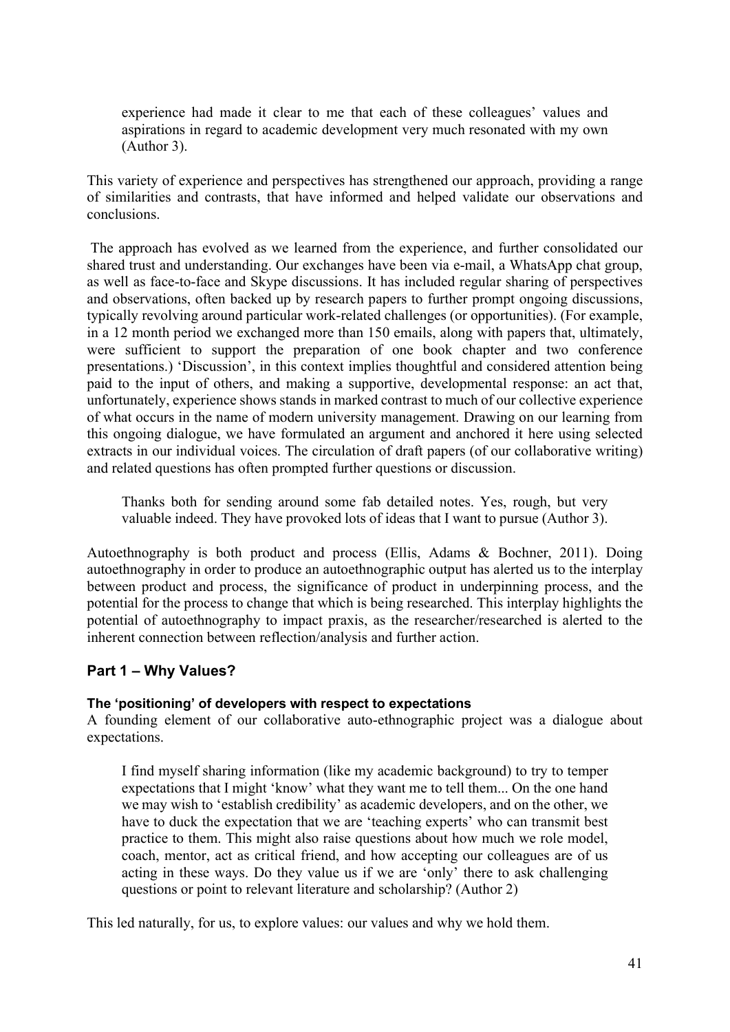> experience had made it clear to me that each of these colleagues' values and aspirations in regard to academic development very much resonated with my own (Author 3).

This variety of experience and perspectives has strengthened our approach, providing a range of similarities and contrasts, that have informed and helped validate our observations and conclusions.

The approach has evolved as we learned from the experience, and further consolidated our shared trust and understanding. Our exchanges have been via e-mail, a WhatsApp chat group, as well as face-to-face and Skype discussions. It has included regular sharing of perspectives and observations, often backed up by research papers to further prompt ongoing discussions, typically revolving around particular work-related challenges (or opportunities). (For example, in a 12 month period we exchanged more than 150 emails, along with papers that, ultimately, were sufficient to support the preparation of one book chapter and two conference presentations.) 'Discussion', in this context implies thoughtful and considered attention being paid to the input of others, and making a supportive, developmental response: an act that, unfortunately, experience shows stands in marked contrast to much of our collective experience of what occurs in the name of modern university management. Drawing on our learning from this ongoing dialogue, we have formulated an argument and anchored it here using selected extracts in our individual voices. The circulation of draft papers (of our collaborative writing) and related questions has often prompted further questions or discussion.

> Thanks both for sending around some fab detailed notes. Yes, rough, but very valuable indeed. They have provoked lots of ideas that I want to pursue (Author 3).

Autoethnography is both product and process (Ellis, Adams & Bochner, 2011). Doing autoethnography in order to produce an autoethnographic output has alerted us to the interplay between product and process, the significance of product in underpinning process, and the potential for the process to change that which is being researched. This interplay highlights the potential of autoethnography to impact praxis, as the researcher/researched is alerted to the inherent connection between reflection/analysis and further action.

## Part 1 – Why Values?

### The 'positioning' of developers with respect to expectations

A founding element of our collaborative auto-ethnographic project was a dialogue about expectations.

> I find myself sharing information (like my academic background) to try to temper expectations that I might 'know' what they want me to tell them... On the one hand we may wish to 'establish credibility' as academic developers, and on the other, we have to duck the expectation that we are 'teaching experts' who can transmit best practice to them. This might also raise questions about how much we role model, coach, mentor, act as critical friend, and how accepting our colleagues are of us acting in these ways. Do they value us if we are 'only' there to ask challenging questions or point to relevant literature and scholarship? (Author 2)

This led naturally, for us, to explore values: our values and why we hold them.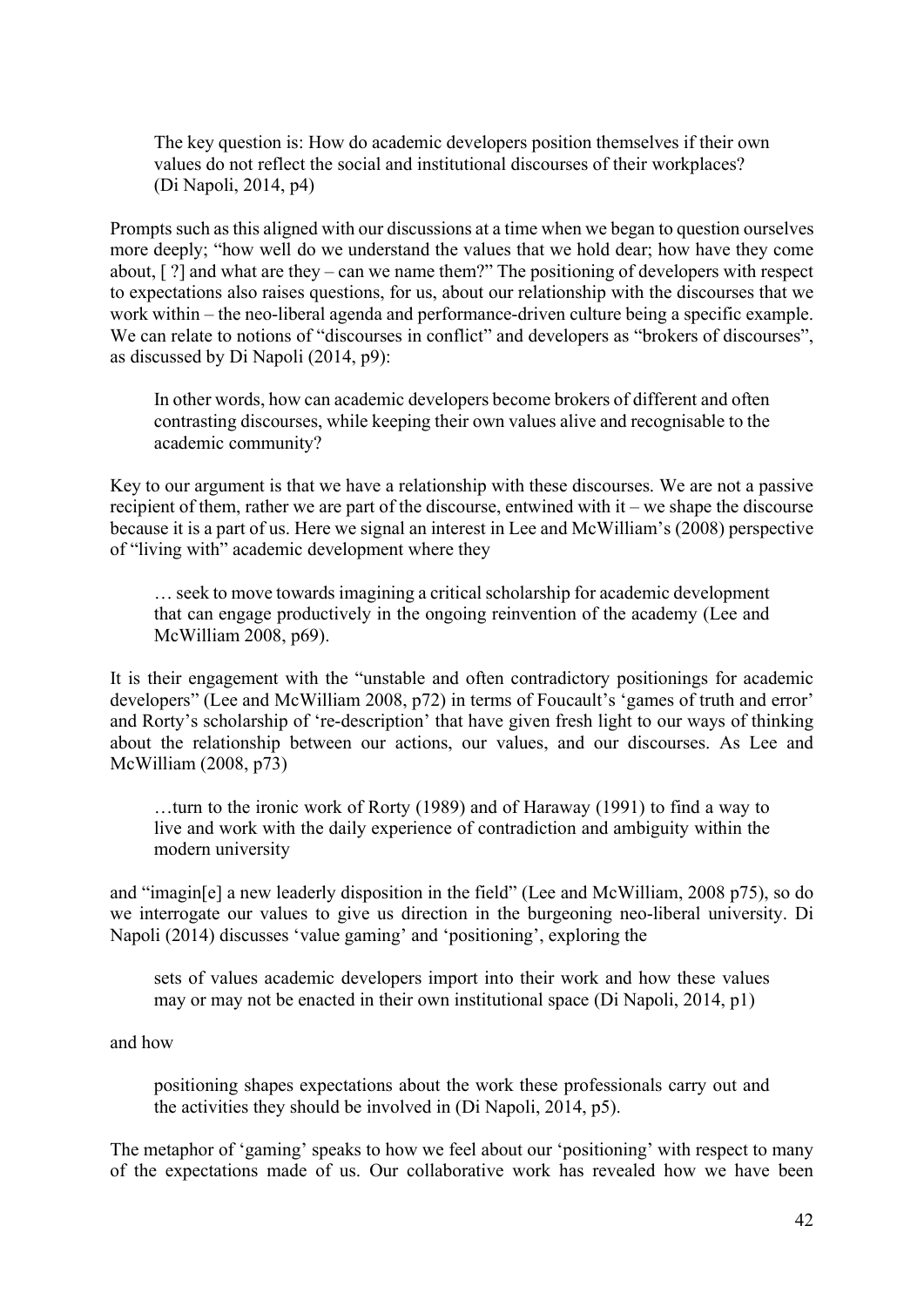> The key question is: How do academic developers position themselves if their own values do not reflect the social and institutional discourses of their workplaces? (Di Napoli, 2014, p4)

Prompts such as this aligned with our discussions at a time when we began to question ourselves more deeply; "how well do we understand the values that we hold dear; how have they come about, [ ?] and what are they – can we name them?" The positioning of developers with respect to expectations also raises questions, for us, about our relationship with the discourses that we work within – the neo-liberal agenda and performance-driven culture being a specific example. We can relate to notions of "discourses in conflict" and developers as "brokers of discourses", as discussed by Di Napoli (2014, p9):

> In other words, how can academic developers become brokers of different and often contrasting discourses, while keeping their own values alive and recognisable to the academic community?

Key to our argument is that we have a relationship with these discourses. We are not a passive recipient of them, rather we are part of the discourse, entwined with it – we shape the discourse because it is a part of us. Here we signal an interest in Lee and McWilliam's (2008) perspective of "living with" academic development where they

> … seek to move towards imagining a critical scholarship for academic development that can engage productively in the ongoing reinvention of the academy (Lee and McWilliam 2008, p69).

It is their engagement with the "unstable and often contradictory positionings for academic developers" (Lee and McWilliam 2008, p72) in terms of Foucault's 'games of truth and error' and Rorty's scholarship of 're-description' that have given fresh light to our ways of thinking about the relationship between our actions, our values, and our discourses. As Lee and McWilliam (2008, p73)

> …turn to the ironic work of Rorty (1989) and of Haraway (1991) to find a way to live and work with the daily experience of contradiction and ambiguity within the modern university

and "imagin[e] a new leaderly disposition in the field" (Lee and McWilliam, 2008 p75), so do we interrogate our values to give us direction in the burgeoning neo-liberal university. Di Napoli (2014) discusses 'value gaming' and 'positioning', exploring the

> sets of values academic developers import into their work and how these values may or may not be enacted in their own institutional space (Di Napoli, 2014, p1)

and how

> positioning shapes expectations about the work these professionals carry out and the activities they should be involved in (Di Napoli, 2014, p5).

The metaphor of 'gaming' speaks to how we feel about our 'positioning' with respect to many of the expectations made of us. Our collaborative work has revealed how we have been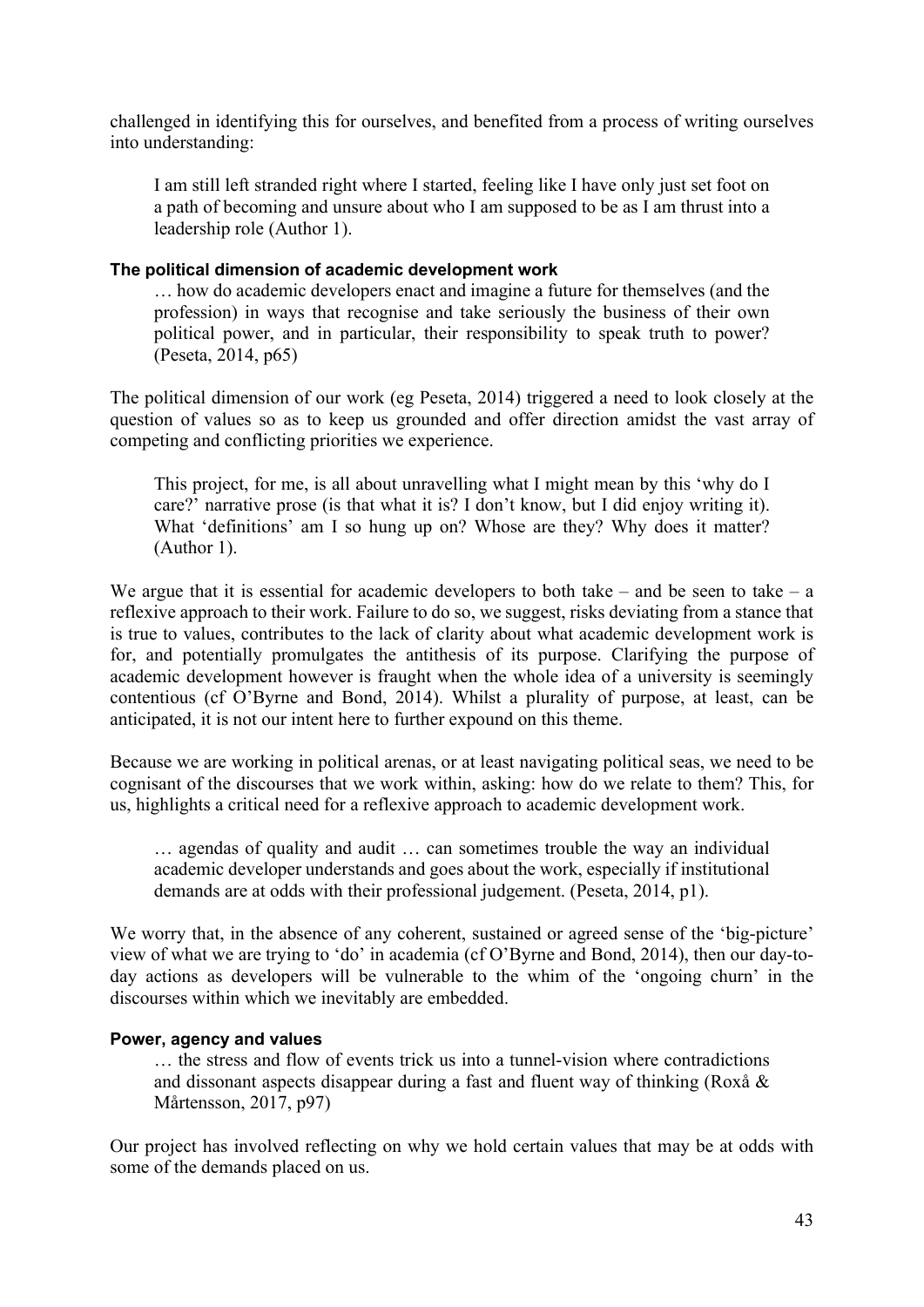challenged in identifying this for ourselves, and benefited from a process of writing ourselves into understanding:

> I am still left stranded right where I started, feeling like I have only just set foot on a path of becoming and unsure about who I am supposed to be as I am thrust into a leadership role (Author 1).

#### The political dimension of academic development work

> … how do academic developers enact and imagine a future for themselves (and the profession) in ways that recognise and take seriously the business of their own political power, and in particular, their responsibility to speak truth to power? (Peseta, 2014, p65)

The political dimension of our work (eg Peseta, 2014) triggered a need to look closely at the question of values so as to keep us grounded and offer direction amidst the vast array of competing and conflicting priorities we experience.

> This project, for me, is all about unravelling what I might mean by this 'why do I care?' narrative prose (is that what it is? I don't know, but I did enjoy writing it). What 'definitions' am I so hung up on? Whose are they? Why does it matter? (Author 1).

We argue that it is essential for academic developers to both take – and be seen to take – a reflexive approach to their work. Failure to do so, we suggest, risks deviating from a stance that is true to values, contributes to the lack of clarity about what academic development work is for, and potentially promulgates the antithesis of its purpose. Clarifying the purpose of academic development however is fraught when the whole idea of a university is seemingly contentious (cf O'Byrne and Bond, 2014). Whilst a plurality of purpose, at least, can be anticipated, it is not our intent here to further expound on this theme.

Because we are working in political arenas, or at least navigating political seas, we need to be cognisant of the discourses that we work within, asking: how do we relate to them? This, for us, highlights a critical need for a reflexive approach to academic development work.

> … agendas of quality and audit … can sometimes trouble the way an individual academic developer understands and goes about the work, especially if institutional demands are at odds with their professional judgement. (Peseta, 2014, p1).

We worry that, in the absence of any coherent, sustained or agreed sense of the 'big-picture' view of what we are trying to 'do' in academia (cf O'Byrne and Bond, 2014), then our day-to-day actions as developers will be vulnerable to the whim of the 'ongoing churn' in the discourses within which we inevitably are embedded.

#### Power, agency and values

> … the stress and flow of events trick us into a tunnel-vision where contradictions and dissonant aspects disappear during a fast and fluent way of thinking (Roxå & Mårtensson, 2017, p97)

Our project has involved reflecting on why we hold certain values that may be at odds with some of the demands placed on us.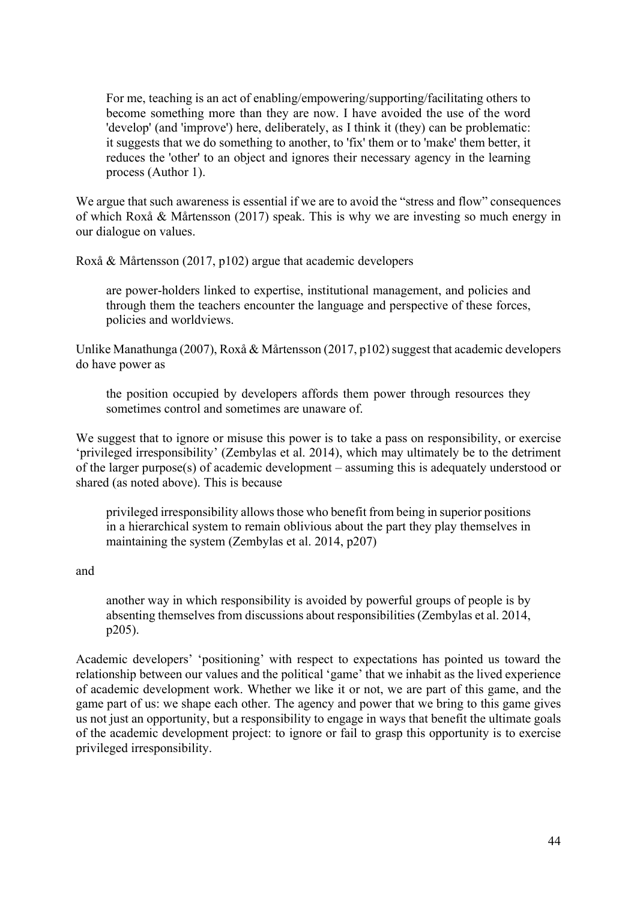> For me, teaching is an act of enabling/empowering/supporting/facilitating others to become something more than they are now. I have avoided the use of the word 'develop' (and 'improve') here, deliberately, as I think it (they) can be problematic: it suggests that we do something to another, to 'fix' them or to 'make' them better, it reduces the 'other' to an object and ignores their necessary agency in the learning process (Author 1).

We argue that such awareness is essential if we are to avoid the "stress and flow" consequences of which Roxå & Mårtensson (2017) speak. This is why we are investing so much energy in our dialogue on values.

Roxå & Mårtensson (2017, p102) argue that academic developers

> are power-holders linked to expertise, institutional management, and policies and through them the teachers encounter the language and perspective of these forces, policies and worldviews.

Unlike Manathunga (2007), Roxå & Mårtensson (2017, p102) suggest that academic developers do have power as

> the position occupied by developers affords them power through resources they sometimes control and sometimes are unaware of.

We suggest that to ignore or misuse this power is to take a pass on responsibility, or exercise 'privileged irresponsibility' (Zembylas et al. 2014), which may ultimately be to the detriment of the larger purpose(s) of academic development – assuming this is adequately understood or shared (as noted above). This is because

> privileged irresponsibility allows those who benefit from being in superior positions in a hierarchical system to remain oblivious about the part they play themselves in maintaining the system (Zembylas et al. 2014, p207)

and

> another way in which responsibility is avoided by powerful groups of people is by absenting themselves from discussions about responsibilities (Zembylas et al. 2014, p205).

Academic developers' 'positioning' with respect to expectations has pointed us toward the relationship between our values and the political 'game' that we inhabit as the lived experience of academic development work. Whether we like it or not, we are part of this game, and the game part of us: we shape each other. The agency and power that we bring to this game gives us not just an opportunity, but a responsibility to engage in ways that benefit the ultimate goals of the academic development project: to ignore or fail to grasp this opportunity is to exercise privileged irresponsibility.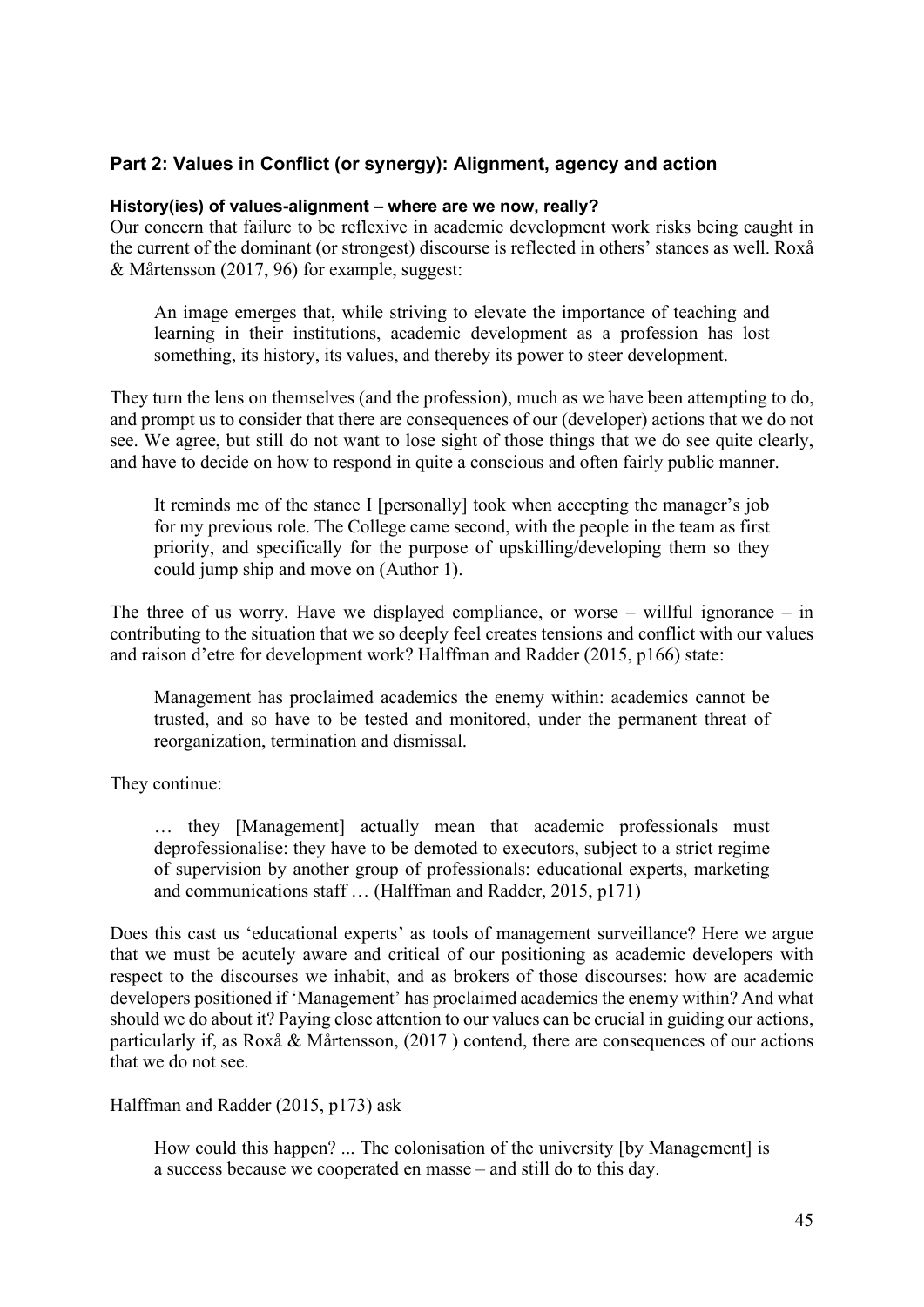## Part 2: Values in Conflict (or synergy): Alignment, agency and action

### History(ies) of values-alignment – where are we now, really?

Our concern that failure to be reflexive in academic development work risks being caught in the current of the dominant (or strongest) discourse is reflected in others' stances as well. Roxå & Mårtensson (2017, 96) for example, suggest:

> An image emerges that, while striving to elevate the importance of teaching and learning in their institutions, academic development as a profession has lost something, its history, its values, and thereby its power to steer development.

They turn the lens on themselves (and the profession), much as we have been attempting to do, and prompt us to consider that there are consequences of our (developer) actions that we do not see. We agree, but still do not want to lose sight of those things that we do see quite clearly, and have to decide on how to respond in quite a conscious and often fairly public manner.

> It reminds me of the stance I [personally] took when accepting the manager's job for my previous role. The College came second, with the people in the team as first priority, and specifically for the purpose of upskilling/developing them so they could jump ship and move on (Author 1).

The three of us worry. Have we displayed compliance, or worse – willful ignorance – in contributing to the situation that we so deeply feel creates tensions and conflict with our values and raison d'etre for development work? Halffman and Radder (2015, p166) state:

> Management has proclaimed academics the enemy within: academics cannot be trusted, and so have to be tested and monitored, under the permanent threat of reorganization, termination and dismissal.

They continue:

> … they [Management] actually mean that academic professionals must deprofessionalise: they have to be demoted to executors, subject to a strict regime of supervision by another group of professionals: educational experts, marketing and communications staff … (Halffman and Radder, 2015, p171)

Does this cast us 'educational experts' as tools of management surveillance? Here we argue that we must be acutely aware and critical of our positioning as academic developers with respect to the discourses we inhabit, and as brokers of those discourses: how are academic developers positioned if 'Management' has proclaimed academics the enemy within? And what should we do about it? Paying close attention to our values can be crucial in guiding our actions, particularly if, as Roxå & Mårtensson, (2017 ) contend, there are consequences of our actions that we do not see.

Halffman and Radder (2015, p173) ask

> How could this happen? ... The colonisation of the university [by Management] is a success because we cooperated en masse – and still do to this day.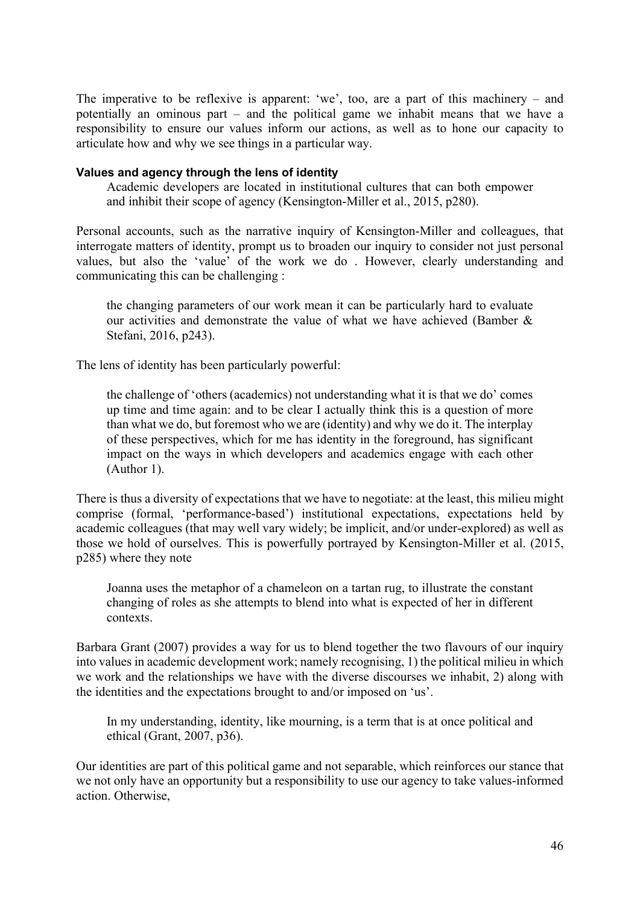The imperative to be reflexive is apparent: 'we', too, are a part of this machinery – and potentially an ominous part – and the political game we inhabit means that we have a responsibility to ensure our values inform our actions, as well as to hone our capacity to articulate how and why we see things in a particular way.

#### Values and agency through the lens of identity

> Academic developers are located in institutional cultures that can both empower and inhibit their scope of agency (Kensington-Miller et al., 2015, p280).

Personal accounts, such as the narrative inquiry of Kensington-Miller and colleagues, that interrogate matters of identity, prompt us to broaden our inquiry to consider not just personal values, but also the 'value' of the work we do . However, clearly understanding and communicating this can be challenging :

> the changing parameters of our work mean it can be particularly hard to evaluate our activities and demonstrate the value of what we have achieved (Bamber & Stefani, 2016, p243).

The lens of identity has been particularly powerful:

> the challenge of 'others (academics) not understanding what it is that we do' comes up time and time again: and to be clear I actually think this is a question of more than what we do, but foremost who we are (identity) and why we do it. The interplay of these perspectives, which for me has identity in the foreground, has significant impact on the ways in which developers and academics engage with each other (Author 1).

There is thus a diversity of expectations that we have to negotiate: at the least, this milieu might comprise (formal, 'performance-based') institutional expectations, expectations held by academic colleagues (that may well vary widely; be implicit, and/or under-explored) as well as those we hold of ourselves. This is powerfully portrayed by Kensington-Miller et al. (2015, p285) where they note

> Joanna uses the metaphor of a chameleon on a tartan rug, to illustrate the constant changing of roles as she attempts to blend into what is expected of her in different contexts.

Barbara Grant (2007) provides a way for us to blend together the two flavours of our inquiry into values in academic development work; namely recognising, 1) the political milieu in which we work and the relationships we have with the diverse discourses we inhabit, 2) along with the identities and the expectations brought to and/or imposed on 'us'.

> In my understanding, identity, like mourning, is a term that is at once political and ethical (Grant, 2007, p36).

Our identities are part of this political game and not separable, which reinforces our stance that we not only have an opportunity but a responsibility to use our agency to take values-informed action. Otherwise,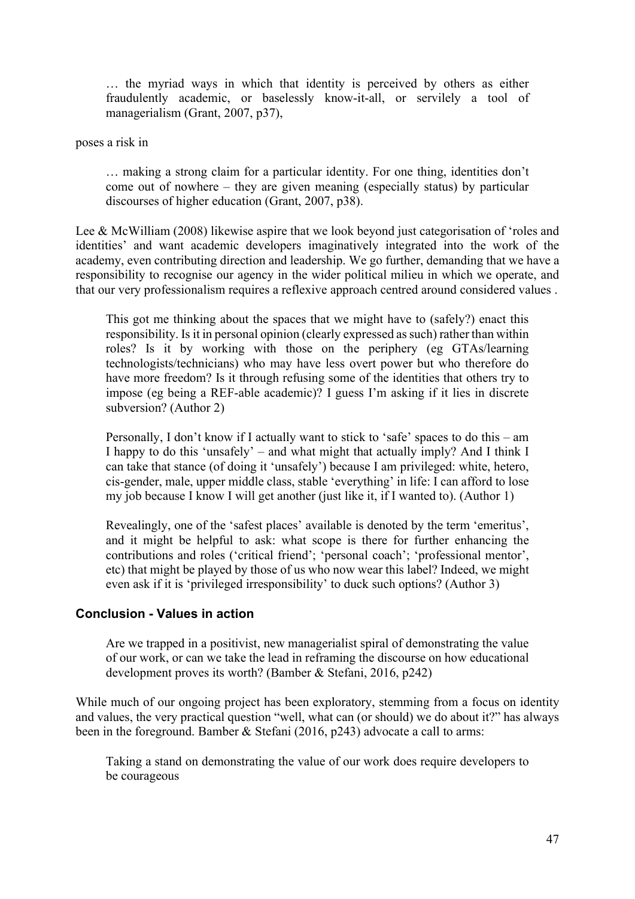> … the myriad ways in which that identity is perceived by others as either fraudulently academic, or baselessly know-it-all, or servilely a tool of managerialism (Grant, 2007, p37),

poses a risk in

> … making a strong claim for a particular identity. For one thing, identities don't come out of nowhere – they are given meaning (especially status) by particular discourses of higher education (Grant, 2007, p38).

Lee & McWilliam (2008) likewise aspire that we look beyond just categorisation of 'roles and identities' and want academic developers imaginatively integrated into the work of the academy, even contributing direction and leadership. We go further, demanding that we have a responsibility to recognise our agency in the wider political milieu in which we operate, and that our very professionalism requires a reflexive approach centred around considered values .

> This got me thinking about the spaces that we might have to (safely?) enact this responsibility. Is it in personal opinion (clearly expressed as such) rather than within roles? Is it by working with those on the periphery (eg GTAs/learning technologists/technicians) who may have less overt power but who therefore do have more freedom? Is it through refusing some of the identities that others try to impose (eg being a REF-able academic)? I guess I'm asking if it lies in discrete subversion? (Author 2)

> Personally, I don't know if I actually want to stick to 'safe' spaces to do this – am I happy to do this 'unsafely' – and what might that actually imply? And I think I can take that stance (of doing it 'unsafely') because I am privileged: white, hetero, cis-gender, male, upper middle class, stable 'everything' in life: I can afford to lose my job because I know I will get another (just like it, if I wanted to). (Author 1)

> Revealingly, one of the 'safest places' available is denoted by the term 'emeritus', and it might be helpful to ask: what scope is there for further enhancing the contributions and roles ('critical friend'; 'personal coach'; 'professional mentor', etc) that might be played by those of us who now wear this label? Indeed, we might even ask if it is 'privileged irresponsibility' to duck such options? (Author 3)

## Conclusion - Values in action

> Are we trapped in a positivist, new managerialist spiral of demonstrating the value of our work, or can we take the lead in reframing the discourse on how educational development proves its worth? (Bamber & Stefani, 2016, p242)

While much of our ongoing project has been exploratory, stemming from a focus on identity and values, the very practical question "well, what can (or should) we do about it?" has always been in the foreground. Bamber & Stefani (2016, p243) advocate a call to arms:

> Taking a stand on demonstrating the value of our work does require developers to be courageous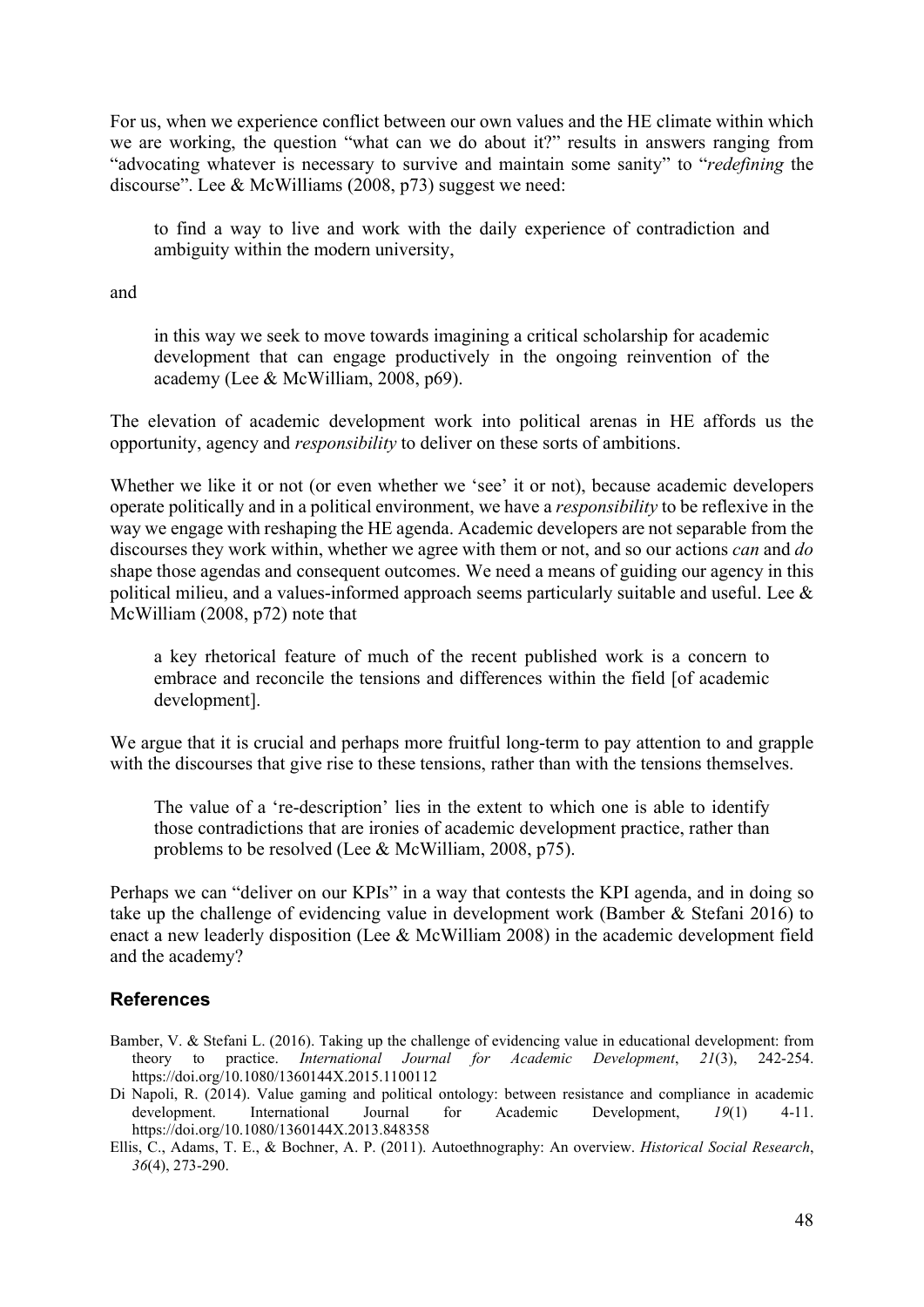For us, when we experience conflict between our own values and the HE climate within which we are working, the question "what can we do about it?" results in answers ranging from "advocating whatever is necessary to survive and maintain some sanity" to "*redefining* the discourse". Lee & McWilliams (2008, p73) suggest we need:

> to find a way to live and work with the daily experience of contradiction and ambiguity within the modern university,

and

> in this way we seek to move towards imagining a critical scholarship for academic development that can engage productively in the ongoing reinvention of the academy (Lee & McWilliam, 2008, p69).

The elevation of academic development work into political arenas in HE affords us the opportunity, agency and *responsibility* to deliver on these sorts of ambitions.

Whether we like it or not (or even whether we 'see' it or not), because academic developers operate politically and in a political environment, we have a *responsibility* to be reflexive in the way we engage with reshaping the HE agenda. Academic developers are not separable from the discourses they work within, whether we agree with them or not, and so our actions *can* and *do* shape those agendas and consequent outcomes. We need a means of guiding our agency in this political milieu, and a values-informed approach seems particularly suitable and useful. Lee & McWilliam (2008, p72) note that

> a key rhetorical feature of much of the recent published work is a concern to embrace and reconcile the tensions and differences within the field [of academic development].

We argue that it is crucial and perhaps more fruitful long-term to pay attention to and grapple with the discourses that give rise to these tensions, rather than with the tensions themselves.

> The value of a 're-description' lies in the extent to which one is able to identify those contradictions that are ironies of academic development practice, rather than problems to be resolved (Lee & McWilliam, 2008, p75).

Perhaps we can "deliver on our KPIs" in a way that contests the KPI agenda, and in doing so take up the challenge of evidencing value in development work (Bamber & Stefani 2016) to enact a new leaderly disposition (Lee & McWilliam 2008) in the academic development field and the academy?

## References

Bamber, V. & Stefani L. (2016). Taking up the challenge of evidencing value in educational development: from theory to practice. *International Journal for Academic Development*, *21*(3), 242-254. https://doi.org/10.1080/1360144X.2015.1100112

Di Napoli, R. (2014). Value gaming and political ontology: between resistance and compliance in academic development. International Journal for Academic Development, *19*(1) 4-11. https://doi.org/10.1080/1360144X.2013.848358

Ellis, C., Adams, T. E., & Bochner, A. P. (2011). Autoethnography: An overview. *Historical Social Research*, *36*(4), 273-290.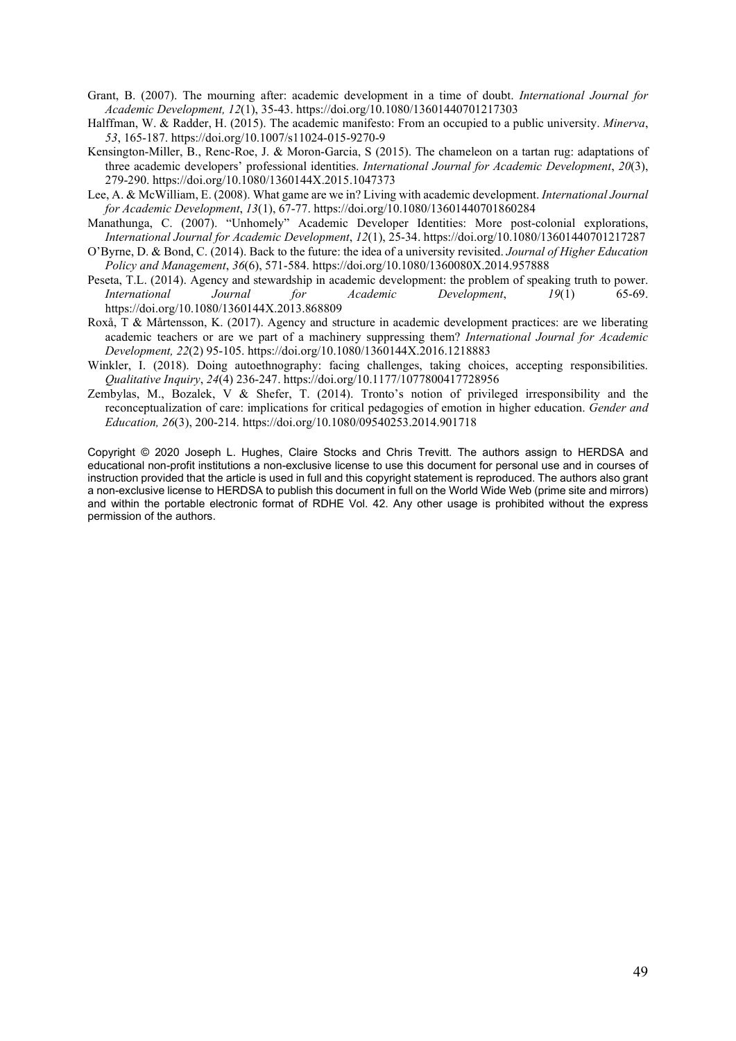Grant, B. (2007). The mourning after: academic development in a time of doubt. *International Journal for Academic Development, 12*(1), 35-43. https://doi.org/10.1080/13601440701217303

Halffman, W. & Radder, H. (2015). The academic manifesto: From an occupied to a public university. *Minerva*, *53*, 165-187. https://doi.org/10.1007/s11024-015-9270-9

Kensington-Miller, B., Renc-Roe, J. & Moron-Garcia, S (2015). The chameleon on a tartan rug: adaptations of three academic developers' professional identities. *International Journal for Academic Development*, *20*(3), 279-290. https://doi.org/10.1080/1360144X.2015.1047373

Lee, A. & McWilliam, E. (2008). What game are we in? Living with academic development. *International Journal for Academic Development*, *13*(1), 67-77. https://doi.org/10.1080/13601440701860284

Manathunga, C. (2007). "Unhomely" Academic Developer Identities: More post-colonial explorations, *International Journal for Academic Development*, *12*(1), 25-34. https://doi.org/10.1080/13601440701217287

O'Byrne, D. & Bond, C. (2014). Back to the future: the idea of a university revisited. *Journal of Higher Education Policy and Management*, *36*(6), 571-584. https://doi.org/10.1080/1360080X.2014.957888

Peseta, T.L. (2014). Agency and stewardship in academic development: the problem of speaking truth to power. *International Journal for Academic Development*, *19*(1) 65-69. https://doi.org/10.1080/1360144X.2013.868809

Roxå, T & Mårtensson, K. (2017). Agency and structure in academic development practices: are we liberating academic teachers or are we part of a machinery suppressing them? *International Journal for Academic Development, 22*(2) 95-105. https://doi.org/10.1080/1360144X.2016.1218883

Winkler, I. (2018). Doing autoethnography: facing challenges, taking choices, accepting responsibilities. *Qualitative Inquiry*, *24*(4) 236-247. https://doi.org/10.1177/1077800417728956

Zembylas, M., Bozalek, V & Shefer, T. (2014). Tronto's notion of privileged irresponsibility and the reconceptualization of care: implications for critical pedagogies of emotion in higher education. *Gender and Education, 26*(3), 200-214. https://doi.org/10.1080/09540253.2014.901718

Copyright © 2020 Joseph L. Hughes, Claire Stocks and Chris Trevitt. The authors assign to HERDSA and educational non-profit institutions a non-exclusive license to use this document for personal use and in courses of instruction provided that the article is used in full and this copyright statement is reproduced. The authors also grant a non-exclusive license to HERDSA to publish this document in full on the World Wide Web (prime site and mirrors) and within the portable electronic format of RDHE Vol. 42. Any other usage is prohibited without the express permission of the authors.